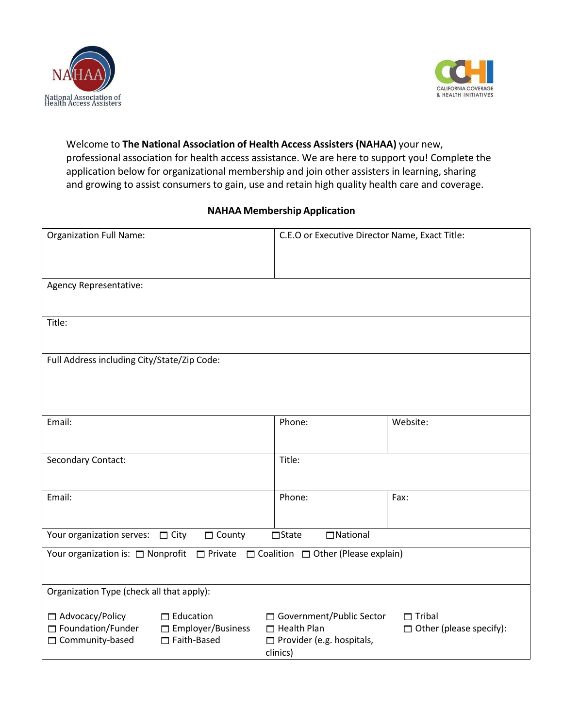National Association of Health Access Assisters

CALIFORNIA COVERAGE & HEALTH INITIATIVES

Welcome to **The National Association of Health Access Assisters (NAHAA)** your new, professional association for health access assistance. We are here to support you! Complete the application below for organizational membership and join other assisters in learning, sharing and growing to assist consumers to gain, use and retain high quality health care and coverage.

**NAHAA Membership Application**

| Organization Full Name: | C.E.O or Executive Director Name, Exact Title: | |
|---|---|---|
| Agency Representative: | | |
| Title: | | |
| Full Address including City/State/Zip Code: | | |
| Email: | Phone: | Website: |
| Secondary Contact: | Title: | |
| Email: | Phone: | Fax: |
| Your organization serves: ☐ City ☐ County ☐ State ☐ National | | |
| Your organization is: ☐ Nonprofit ☐ Private ☐ Coalition ☐ Other (Please explain) | | |

Organization Type (check all that apply):

| | | | |
|---|---|---|---|
| ☐ Advocacy/Policy | ☐ Education | ☐ Government/Public Sector | ☐ Tribal |
| ☐ Foundation/Funder | ☐ Employer/Business | ☐ Health Plan | ☐ Other (please specify): |
| ☐ Community-based | ☐ Faith-Based | ☐ Provider (e.g. hospitals, clinics) | |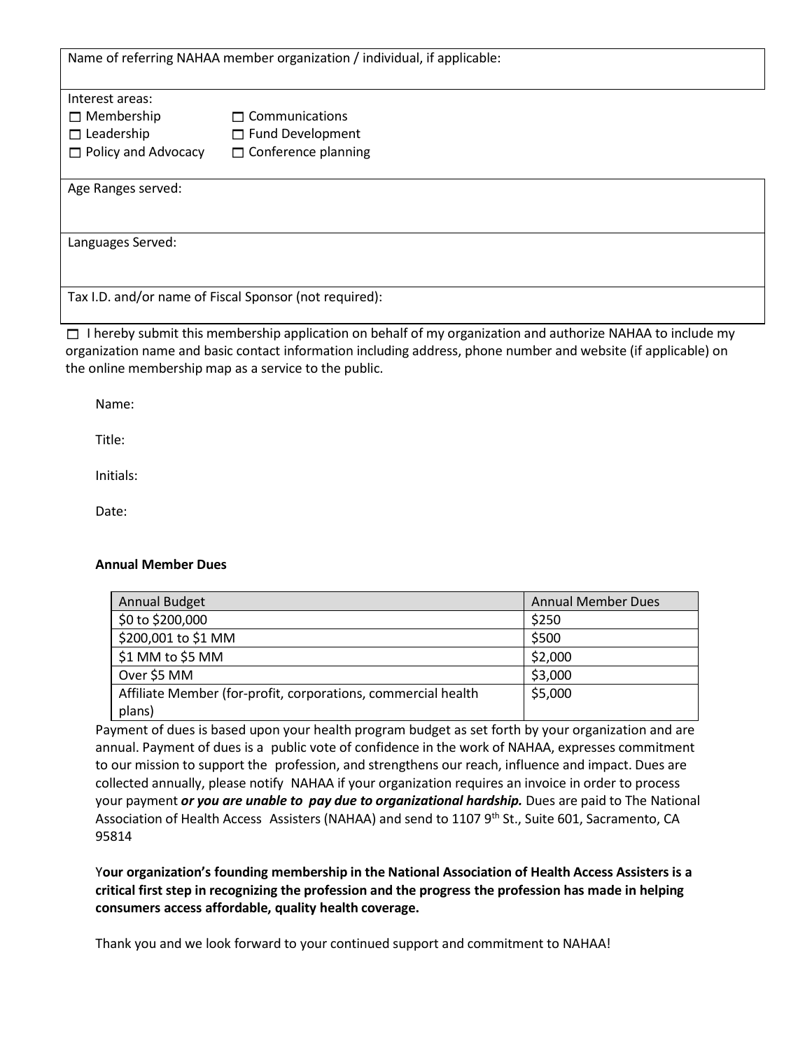Name of referring NAHAA member organization / individual, if applicable:

Interest areas:

- ☐ Membership
- ☐ Leadership
- ☐ Policy and Advocacy
- ☐ Communications
- ☐ Fund Development
- ☐ Conference planning

Age Ranges served:

Languages Served:

Tax I.D. and/or name of Fiscal Sponsor (not required):

☐ I hereby submit this membership application on behalf of my organization and authorize NAHAA to include my organization name and basic contact information including address, phone number and website (if applicable) on the online membership map as a service to the public.

Name:

Title:

Initials:

Date:

**Annual Member Dues**

| Annual Budget | Annual Member Dues |
|---|---|
| $0 to $200,000 | $250 |
| $200,001 to $1 MM | $500 |
| $1 MM to $5 MM | $2,000 |
| Over $5 MM | $3,000 |
| Affiliate Member (for-profit, corporations, commercial health plans) | $5,000 |

Payment of dues is based upon your health program budget as set forth by your organization and are annual. Payment of dues is a public vote of confidence in the work of NAHAA, expresses commitment to our mission to support the profession, and strengthens our reach, influence and impact. Dues are collected annually, please notify NAHAA if your organization requires an invoice in order to process your payment ***or you are unable to pay due to organizational hardship.*** Dues are paid to The National Association of Health Access Assisters (NAHAA) and send to 1107 9th St., Suite 601, Sacramento, CA 95814

**Your organization's founding membership in the National Association of Health Access Assisters is a critical first step in recognizing the profession and the progress the profession has made in helping consumers access affordable, quality health coverage.**

Thank you and we look forward to your continued support and commitment to NAHAA!